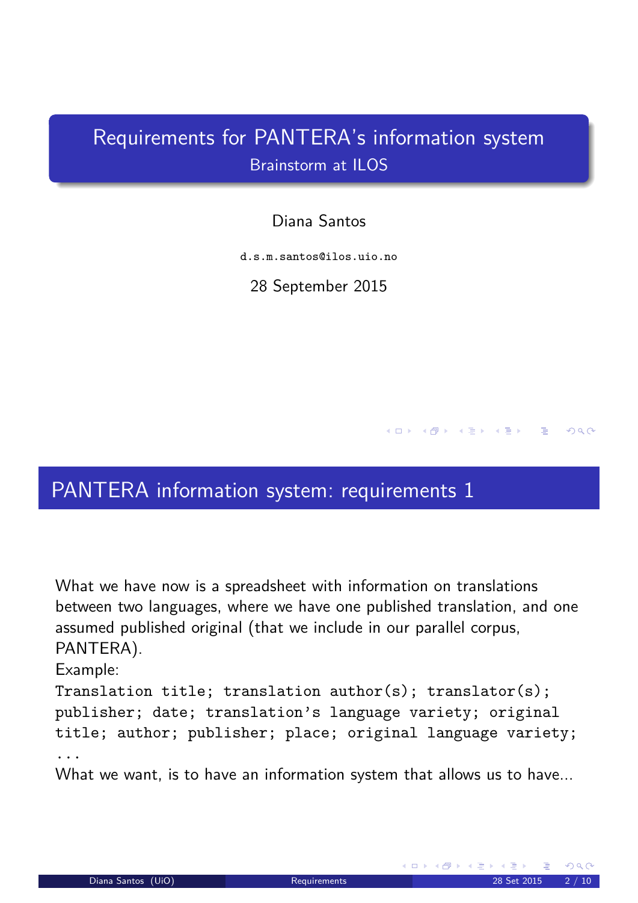# Requirements for PANTERA's information system

## Brainstorm at ILOS

Diana Santos

`d.s.m.santos@ilos.uio.no`

28 September 2015

## PANTERA information system: requirements 1

What we have now is a spreadsheet with information on translations between two languages, where we have one published translation, and one assumed published original (that we include in our parallel corpus, PANTERA).

Example:

```
Translation title; translation author(s); translator(s);
publisher; date; translation's language variety; original
title; author; publisher; place; original language variety;
...
```

What we want, is to have an information system that allows us to have...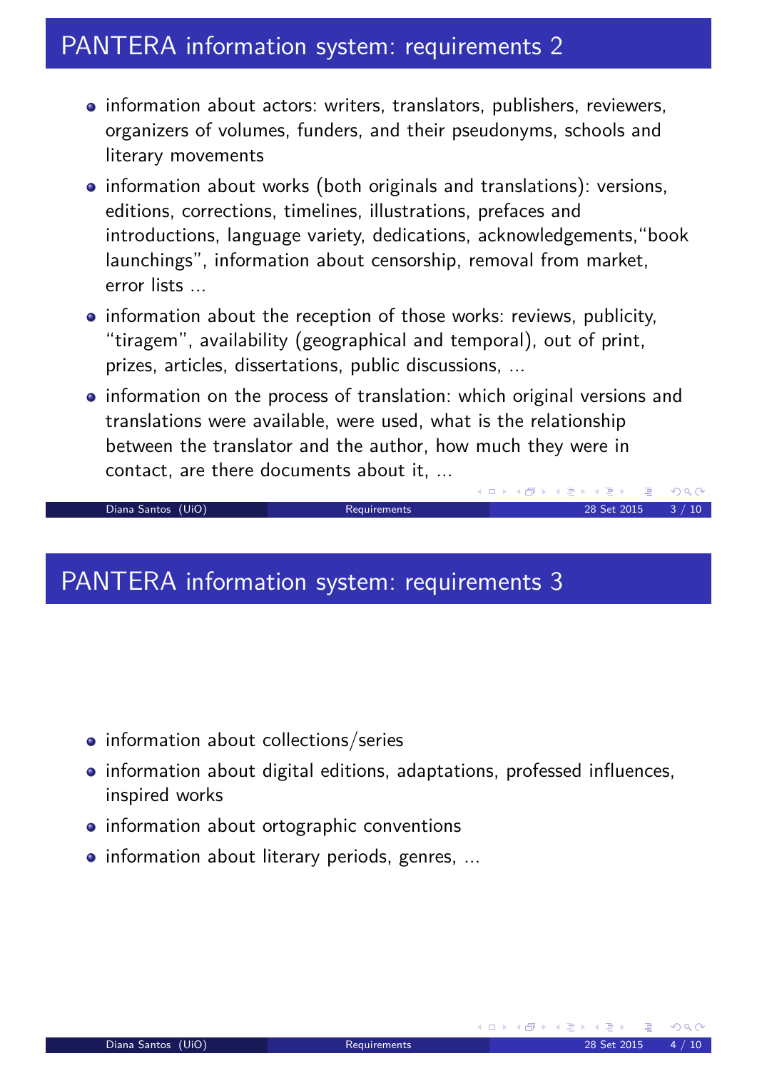## PANTERA information system: requirements 2

- information about actors: writers, translators, publishers, reviewers, organizers of volumes, funders, and their pseudonyms, schools and literary movements
- information about works (both originals and translations): versions, editions, corrections, timelines, illustrations, prefaces and introductions, language variety, dedications, acknowledgements,"book launchings", information about censorship, removal from market, error lists ...
- information about the reception of those works: reviews, publicity, "tiragem", availability (geographical and temporal), out of print, prizes, articles, dissertations, public discussions, ...
- information on the process of translation: which original versions and translations were available, were used, what is the relationship between the translator and the author, how much they were in contact, are there documents about it, ...

## PANTERA information system: requirements 3

- information about collections/series
- information about digital editions, adaptations, professed influences, inspired works
- information about ortographic conventions
- information about literary periods, genres, ...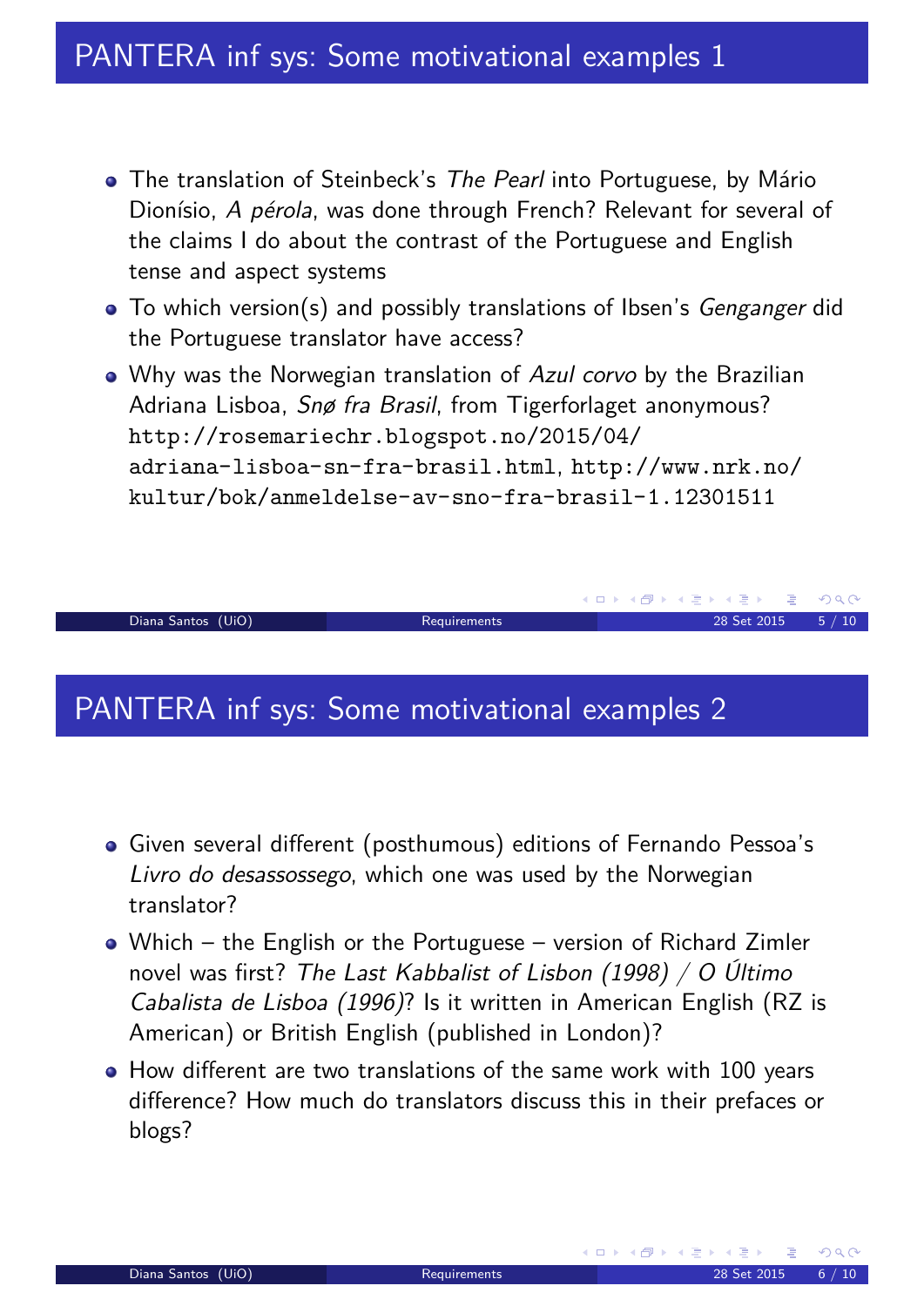## PANTERA inf sys: Some motivational examples 1

- The translation of Steinbeck's *The Pearl* into Portuguese, by Mário Dionísio, *A pérola*, was done through French? Relevant for several of the claims I do about the contrast of the Portuguese and English tense and aspect systems
- To which version(s) and possibly translations of Ibsen's *Gengangar* did the Portuguese translator have access?
- Why was the Norwegian translation of *Azul corvo* by the Brazilian Adriana Lisboa, *Snø fra Brasil*, from Tigerforlaget anonymous? http://rosemariechr.blogspot.no/2015/04/adriana-lisboa-sn-fra-brasil.html, http://www.nrk.no/kultur/bok/anmeldelse-av-sno-fra-brasil-1.12301511

## PANTERA inf sys: Some motivational examples 2

- Given several different (posthumous) editions of Fernando Pessoa's *Livro do desassossego*, which one was used by the Norwegian translator?
- Which – the English or the Portuguese – version of Richard Zimler novel was first? *The Last Kabbalist of Lisbon (1998) / O Último Cabalista de Lisboa (1996)*? Is it written in American English (RZ is American) or British English (published in London)?
- How different are two translations of the same work with 100 years difference? How much do translators discuss this in their prefaces or blogs?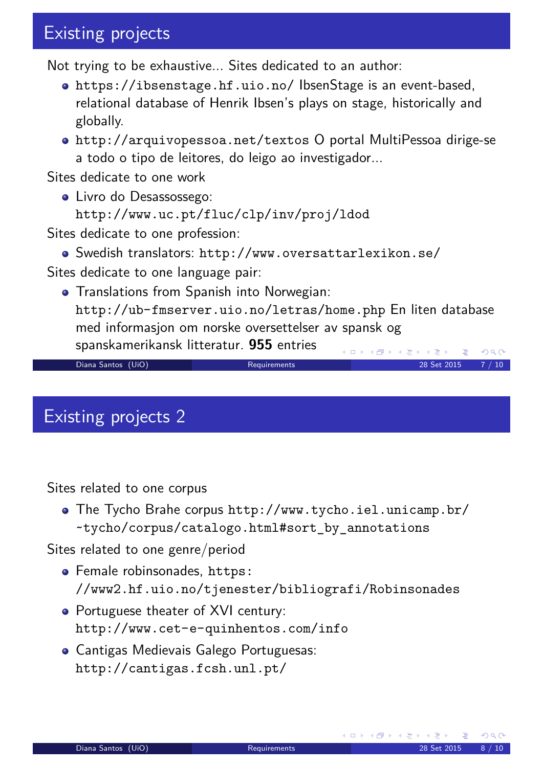## Existing projects

Not trying to be exhaustive... Sites dedicated to an author:

- https://ibsenstage.hf.uio.no/ IbsenStage is an event-based, relational database of Henrik Ibsen's plays on stage, historically and globally.
- http://arquivopessoa.net/textos O portal MultiPessoa dirige-se a todo o tipo de leitores, do leigo ao investigador...

Sites dedicate to one work

- Livro do Desassossego: http://www.uc.pt/fluc/clp/inv/proj/ldod

Sites dedicate to one profession:

- Swedish translators: http://www.oversattarlexikon.se/

Sites dedicate to one language pair:

- Translations from Spanish into Norwegian: http://ub-fmserver.uio.no/letras/home.php En liten database med informasjon om norske oversettelser av spansk og spanskamerikansk litteratur. **955** entries

## Existing projects 2

Sites related to one corpus

- The Tycho Brahe corpus http://www.tycho.iel.unicamp.br/~tycho/corpus/catalogo.html#sort_by_annotations

Sites related to one genre/period

- Female robinsonades, https://www2.hf.uio.no/tjenester/bibliografi/Robinsonades
- Portuguese theater of XVI century: http://www.cet-e-quinhentos.com/info
- Cantigas Medievais Galego Portuguesas: http://cantigas.fcsh.unl.pt/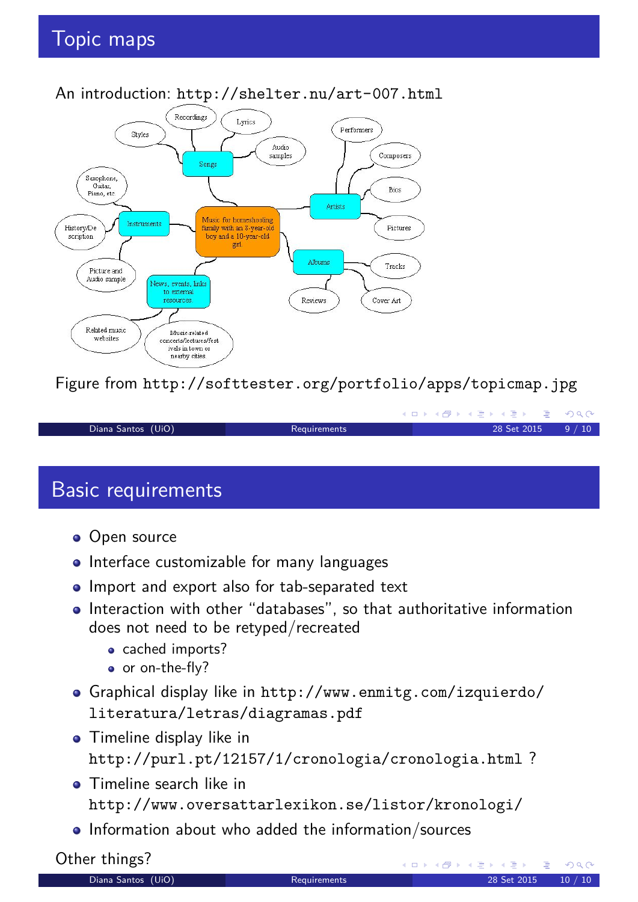# Topic maps

An introduction: `http://shelter.nu/art-007.html`

Music for homeschooling family with an 8-year-old boy and a 10-year-old girl

Songs

Recordings

Lyrics

Styles

Audio samples

Artists

Performers

Composers

Bios

Pictures

Albums

Tracks

Reviews

Cover Art

Instruments

Saxophone, Guitar, Piano, etc

History/Description

Picture and Audio sample

News, events, links to external resources

Related music websites

Music-related concerts/lectures/festivals in town or nearby cities

Figure from `http://softtester.org/portfolio/apps/topicmap.jpg`

# Basic requirements

- Open source
- Interface customizable for many languages
- Import and export also for tab-separated text
- Interaction with other "databases", so that authoritative information does not need to be retyped/recreated
  - cached imports?
  - or on-the-fly?
- Graphical display like in `http://www.enmitg.com/izquierdo/literatura/letras/diagramas.pdf`
- Timeline display like in `http://purl.pt/12157/1/cronologia/cronologia.html` ?
- Timeline search like in `http://www.oversattarlexikon.se/listor/kronologi/`
- Information about who added the information/sources

Other things?